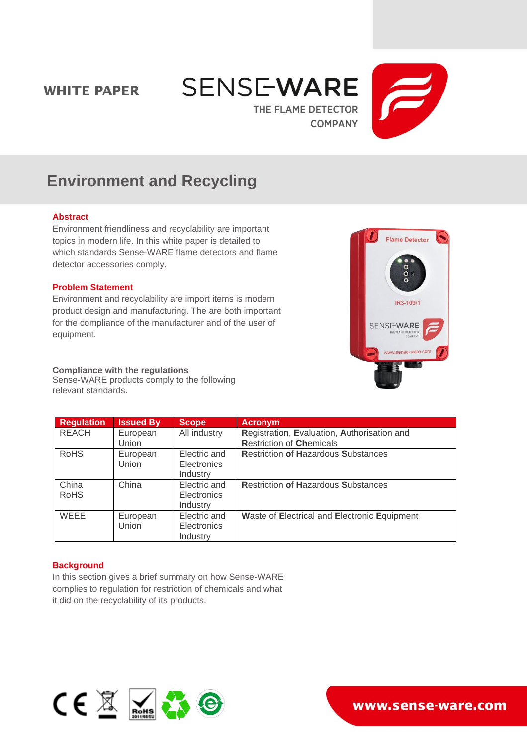WHITE PAPER

SENSE-WARE
THE FLAME DETECTOR COMPANY

# Environment and Recycling

## Abstract

Environment friendliness and recyclability are important topics in modern life. In this white paper is detailed to which standards Sense-WARE flame detectors and flame detector accessories comply.

## Problem Statement

Environment and recyclability are import items is modern product design and manufacturing. The are both important for the compliance of the manufacturer and of the user of equipment.

### Compliance with the regulations

Sense-WARE products comply to the following relevant standards.

| Regulation | Issued By | Scope | Acronym |
|---|---|---|---|
| REACH | European Union | All industry | **R**egistration, **E**valuation, **A**uthorisation and **R**estriction of **Ch**emicals |
| RoHS | European Union | Electric and Electronics Industry | **R**estriction **of** **H**azardous **S**ubstances |
| China RoHS | China | Electric and Electronics Industry | **R**estriction **of** **H**azardous **S**ubstances |
| WEEE | European Union | Electric and Electronics Industry | **W**aste of **E**lectrical and **E**lectronic **E**quipment |

## Background

In this section gives a brief summary on how Sense-WARE complies to regulation for restriction of chemicals and what it did on the recyclability of its products.

www.sense-ware.com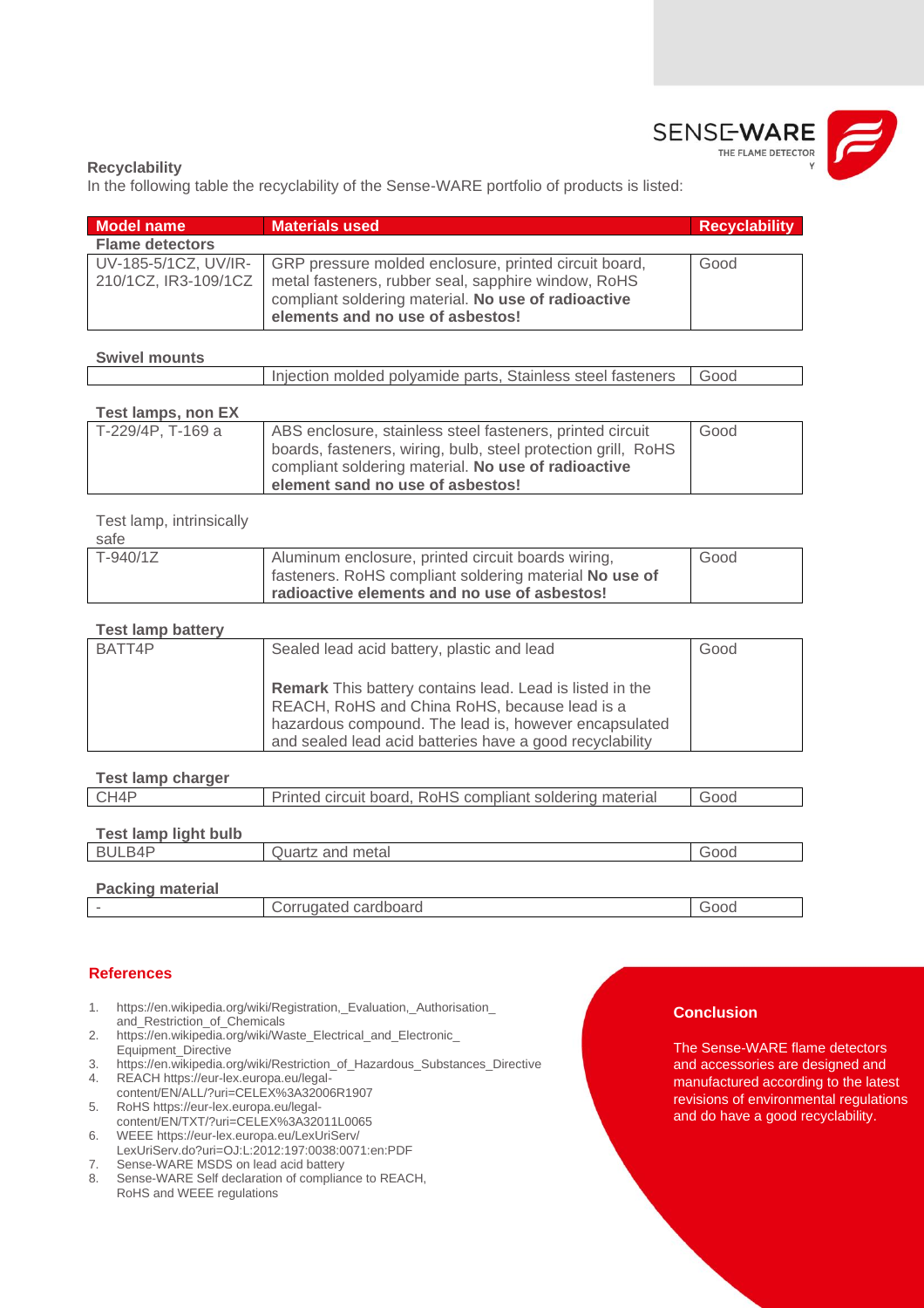## Recyclability

In the following table the recyclability of the Sense-WARE portfolio of products is listed:

| Model name | Materials used | Recyclability |
|---|---|---|
| **Flame detectors** | | |
| UV-185-5/1CZ, UV/IR-210/1CZ, IR3-109/1CZ | GRP pressure molded enclosure, printed circuit board, metal fasteners, rubber seal, sapphire window, RoHS compliant soldering material. **No use of radioactive elements and no use of asbestos!** | Good |
| **Swivel mounts** | | |
| | Injection molded polyamide parts, Stainless steel fasteners | Good |
| **Test lamps, non EX** | | |
| T-229/4P, T-169 a | ABS enclosure, stainless steel fasteners, printed circuit boards, fasteners, wiring, bulb, steel protection grill, RoHS compliant soldering material. **No use of radioactive element sand no use of asbestos!** | Good |
| Test lamp, intrinsically safe | | |
| T-940/1Z | Aluminum enclosure, printed circuit boards wiring, fasteners. RoHS compliant soldering material **No use of radioactive elements and no use of asbestos!** | Good |
| **Test lamp battery** | | |
| BATT4P | Sealed lead acid battery, plastic and lead<br><br>**Remark** This battery contains lead. Lead is listed in the REACH, RoHS and China RoHS, because lead is a hazardous compound. The lead is, however encapsulated and sealed lead acid batteries have a good recyclability | Good |
| **Test lamp charger** | | |
| CH4P | Printed circuit board, RoHS compliant soldering material | Good |
| **Test lamp light bulb** | | |
| BULB4P | Quartz and metal | Good |
| **Packing material** | | |
| - | Corrugated cardboard | Good |

## References

1. https://en.wikipedia.org/wiki/Registration,_Evaluation,_Authorisation_and_Restriction_of_Chemicals
2. https://en.wikipedia.org/wiki/Waste_Electrical_and_Electronic_Equipment_Directive
3. https://en.wikipedia.org/wiki/Restriction_of_Hazardous_Substances_Directive
4. REACH https://eur-lex.europa.eu/legal-content/EN/ALL/?uri=CELEX%3A32006R1907
5. RoHS https://eur-lex.europa.eu/legal-content/EN/TXT/?uri=CELEX%3A32011L0065
6. WEEE https://eur-lex.europa.eu/LexUriServ/LexUriServ.do?uri=OJ:L:2012:197:0038:0071:en:PDF
7. Sense-WARE MSDS on lead acid battery
8. Sense-WARE Self declaration of compliance to REACH, RoHS and WEEE regulations

## Conclusion

The Sense-WARE flame detectors and accessories are designed and manufactured according to the latest revisions of environmental regulations and do have a good recyclability.